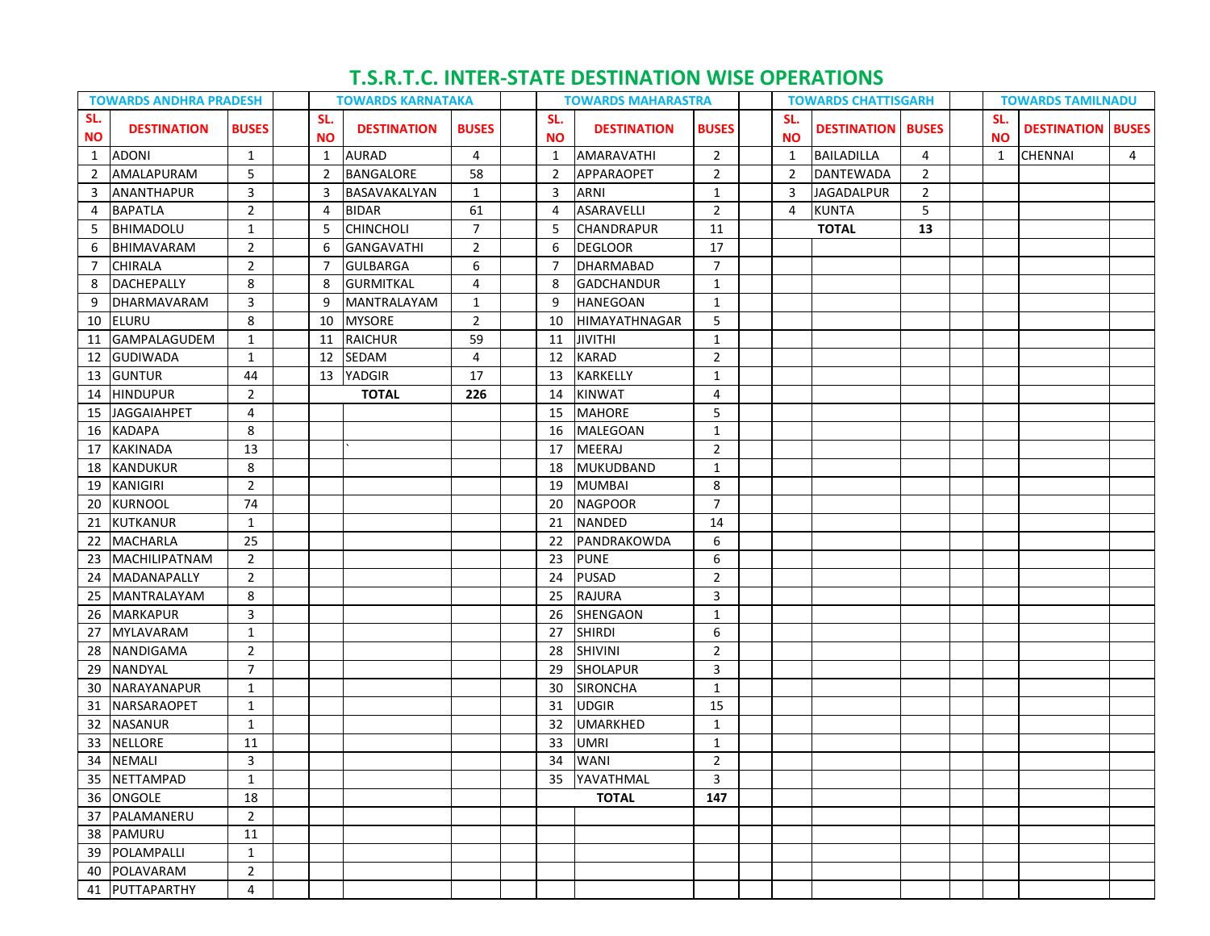# T.S.R.T.C. INTER-STATE DESTINATION WISE OPERATIONS

## TOWARDS ANDHRA PRADESH

| SL. NO | DESTINATION | BUSES |
|---|---|---|
| 1 | ADONI | 1 |
| 2 | AMALAPURAM | 5 |
| 3 | ANANTHAPUR | 3 |
| 4 | BAPATLA | 2 |
| 5 | BHIMADOLU | 1 |
| 6 | BHIMAVARAM | 2 |
| 7 | CHIRALA | 2 |
| 8 | DACHEPALLY | 8 |
| 9 | DHARMAVARAM | 3 |
| 10 | ELURU | 8 |
| 11 | GAMPALAGUDEM | 1 |
| 12 | GUDIWADA | 1 |
| 13 | GUNTUR | 44 |
| 14 | HINDUPUR | 2 |
| 15 | JAGGAIAHPET | 4 |
| 16 | KADAPA | 8 |
| 17 | KAKINADA | 13 |
| 18 | KANDUKUR | 8 |
| 19 | KANIGIRI | 2 |
| 20 | KURNOOL | 74 |
| 21 | KUTKANUR | 1 |
| 22 | MACHARLA | 25 |
| 23 | MACHILIPATNAM | 2 |
| 24 | MADANAPALLY | 2 |
| 25 | MANTRALAYAM | 8 |
| 26 | MARKAPUR | 3 |
| 27 | MYLAVARAM | 1 |
| 28 | NANDIGAMA | 2 |
| 29 | NANDYAL | 7 |
| 30 | NARAYANAPUR | 1 |
| 31 | NARSARAOPET | 1 |
| 32 | NASANUR | 1 |
| 33 | NELLORE | 11 |
| 34 | NEMALI | 3 |
| 35 | NETTAMPAD | 1 |
| 36 | ONGOLE | 18 |
| 37 | PALAMANERU | 2 |
| 38 | PAMURU | 11 |
| 39 | POLAMPALLI | 1 |
| 40 | POLAVARAM | 2 |
| 41 | PUTTAPARTHY | 4 |

## TOWARDS KARNATAKA

| SL. NO | DESTINATION | BUSES |
|---|---|---|
| 1 | AURAD | 4 |
| 2 | BANGALORE | 58 |
| 3 | BASAVAKALYAN | 1 |
| 4 | BIDAR | 61 |
| 5 | CHINCHOLI | 7 |
| 6 | GANGAVATHI | 2 |
| 7 | GULBARGA | 6 |
| 8 | GURMITKAL | 4 |
| 9 | MANTRALAYAM | 1 |
| 10 | MYSORE | 2 |
| 11 | RAICHUR | 59 |
| 12 | SEDAM | 4 |
| 13 | YADGIR | 17 |
| | **TOTAL** | **226** |

## TOWARDS MAHARASTRA

| SL. NO | DESTINATION | BUSES |
|---|---|---|
| 1 | AMARAVATHI | 2 |
| 2 | APPARAOPET | 2 |
| 3 | ARNI | 1 |
| 4 | ASARAVELLI | 2 |
| 5 | CHANDRAPUR | 11 |
| 6 | DEGLOOR | 17 |
| 7 | DHARMABAD | 7 |
| 8 | GADCHANDUR | 1 |
| 9 | HANEGOAN | 1 |
| 10 | HIMAYATHNAGAR | 5 |
| 11 | JIVITHI | 1 |
| 12 | KARAD | 2 |
| 13 | KARKELLY | 1 |
| 14 | KINWAT | 4 |
| 15 | MAHORE | 5 |
| 16 | MALEGOAN | 1 |
| 17 | MEERAJ | 2 |
| 18 | MUKUDBAND | 1 |
| 19 | MUMBAI | 8 |
| 20 | NAGPOOR | 7 |
| 21 | NANDED | 14 |
| 22 | PANDRAKOWDA | 6 |
| 23 | PUNE | 6 |
| 24 | PUSAD | 2 |
| 25 | RAJURA | 3 |
| 26 | SHENGAON | 1 |
| 27 | SHIRDI | 6 |
| 28 | SHIVINI | 2 |
| 29 | SHOLAPUR | 3 |
| 30 | SIRONCHA | 1 |
| 31 | UDGIR | 15 |
| 32 | UMARKHED | 1 |
| 33 | UMRI | 1 |
| 34 | WANI | 2 |
| 35 | YAVATHMAL | 3 |
| | **TOTAL** | **147** |

## TOWARDS CHATTISGARH

| SL. NO | DESTINATION | BUSES |
|---|---|---|
| 1 | BAILADILLA | 4 |
| 2 | DANTEWADA | 2 |
| 3 | JAGADALPUR | 2 |
| 4 | KUNTA | 5 |
| | **TOTAL** | **13** |

## TOWARDS TAMILNADU

| SL. NO | DESTINATION | BUSES |
|---|---|---|
| 1 | CHENNAI | 4 |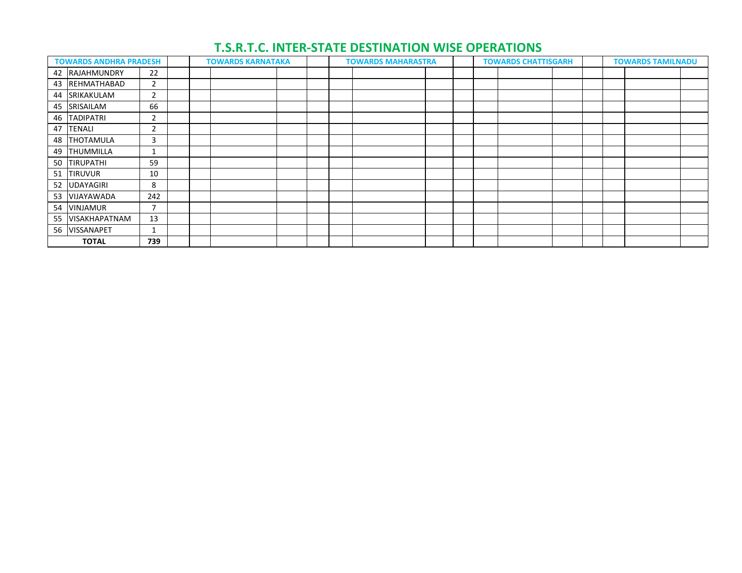# T.S.R.T.C. INTER-STATE DESTINATION WISE OPERATIONS

| TOWARDS ANDHRA PRADESH | | | | TOWARDS KARNATAKA | | | | TOWARDS MAHARASTRA | | | | TOWARDS CHATTISGARH | | | | TOWARDS TAMILNADU | |
|---|---|---|---|---|---|---|---|---|---|---|---|---|---|---|---|---|---|
| 42 | RAJAHMUNDRY | 22 | | | | | | | | | | | | | | | |
| 43 | REHMATHABAD | 2 | | | | | | | | | | | | | | | |
| 44 | SRIKAKULAM | 2 | | | | | | | | | | | | | | | |
| 45 | SRISAILAM | 66 | | | | | | | | | | | | | | | |
| 46 | TADIPATRI | 2 | | | | | | | | | | | | | | | |
| 47 | TENALI | 2 | | | | | | | | | | | | | | | |
| 48 | THOTAMULA | 3 | | | | | | | | | | | | | | | |
| 49 | THUMMILLA | 1 | | | | | | | | | | | | | | | |
| 50 | TIRUPATHI | 59 | | | | | | | | | | | | | | | |
| 51 | TIRUVUR | 10 | | | | | | | | | | | | | | | |
| 52 | UDAYAGIRI | 8 | | | | | | | | | | | | | | | |
| 53 | VIJAYAWADA | 242 | | | | | | | | | | | | | | | |
| 54 | VINJAMUR | 7 | | | | | | | | | | | | | | | |
| 55 | VISAKHAPATNAM | 13 | | | | | | | | | | | | | | | |
| 56 | VISSANAPET | 1 | | | | | | | | | | | | | | | |
| TOTAL | | 739 | | | | | | | | | | | | | | | |